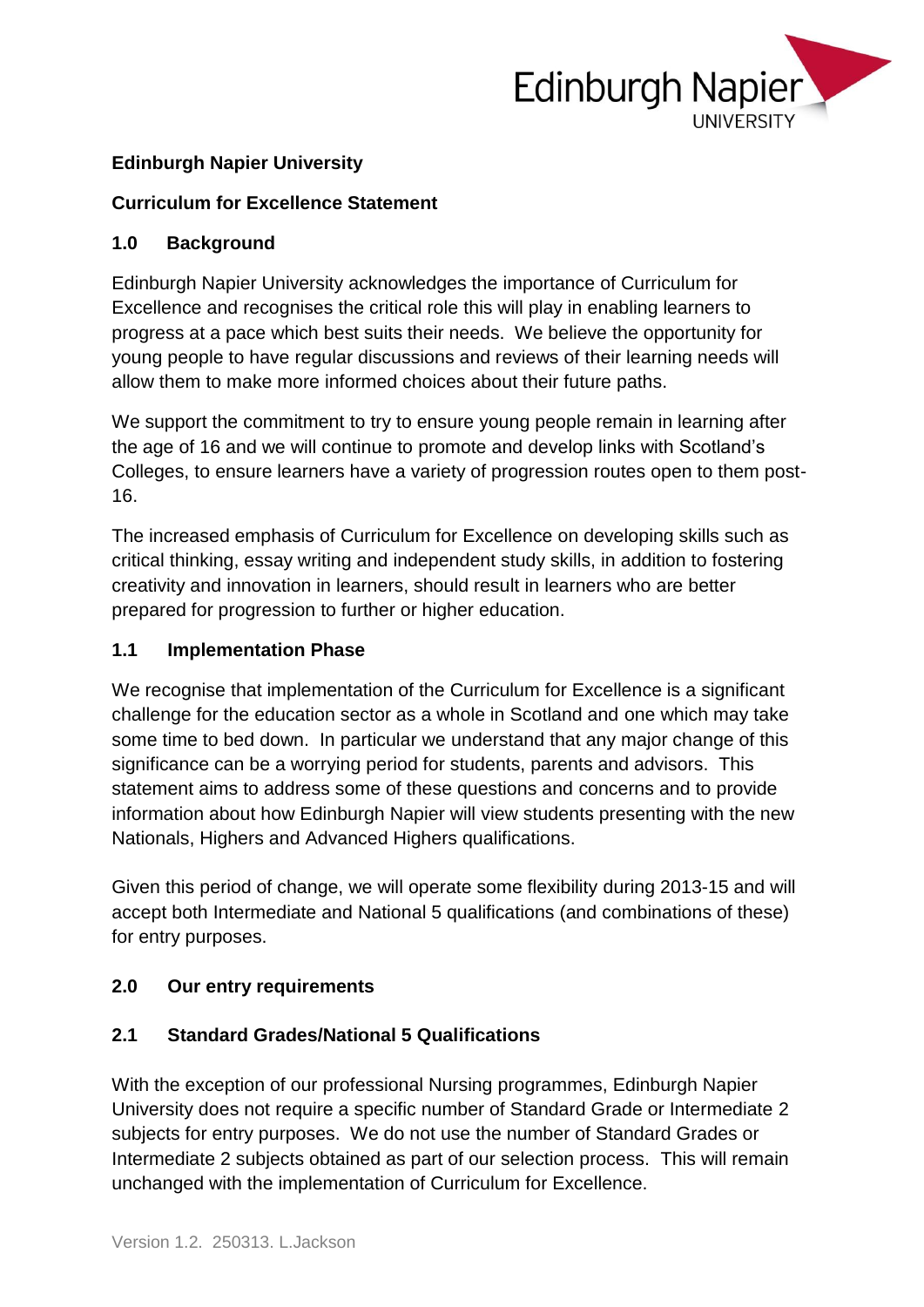**Edinburgh Napier University**

**Curriculum for Excellence Statement**

## 1.0 Background

Edinburgh Napier University acknowledges the importance of Curriculum for Excellence and recognises the critical role this will play in enabling learners to progress at a pace which best suits their needs. We believe the opportunity for young people to have regular discussions and reviews of their learning needs will allow them to make more informed choices about their future paths.

We support the commitment to try to ensure young people remain in learning after the age of 16 and we will continue to promote and develop links with Scotland's Colleges, to ensure learners have a variety of progression routes open to them post-16.

The increased emphasis of Curriculum for Excellence on developing skills such as critical thinking, essay writing and independent study skills, in addition to fostering creativity and innovation in learners, should result in learners who are better prepared for progression to further or higher education.

### 1.1 Implementation Phase

We recognise that implementation of the Curriculum for Excellence is a significant challenge for the education sector as a whole in Scotland and one which may take some time to bed down. In particular we understand that any major change of this significance can be a worrying period for students, parents and advisors. This statement aims to address some of these questions and concerns and to provide information about how Edinburgh Napier will view students presenting with the new Nationals, Highers and Advanced Highers qualifications.

Given this period of change, we will operate some flexibility during 2013-15 and will accept both Intermediate and National 5 qualifications (and combinations of these) for entry purposes.

## 2.0 Our entry requirements

### 2.1 Standard Grades/National 5 Qualifications

With the exception of our professional Nursing programmes, Edinburgh Napier University does not require a specific number of Standard Grade or Intermediate 2 subjects for entry purposes. We do not use the number of Standard Grades or Intermediate 2 subjects obtained as part of our selection process. This will remain unchanged with the implementation of Curriculum for Excellence.

Version 1.2. 250313. L.Jackson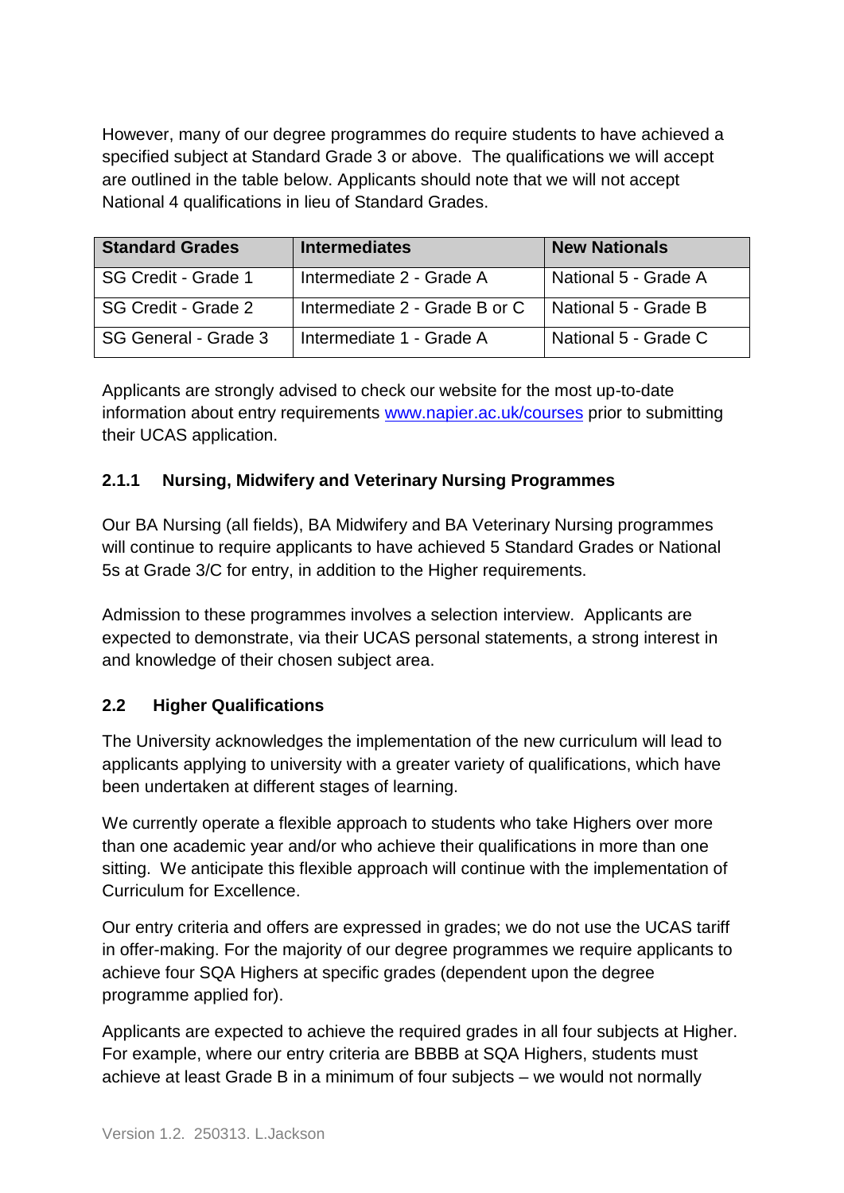However, many of our degree programmes do require students to have achieved a specified subject at Standard Grade 3 or above. The qualifications we will accept are outlined in the table below. Applicants should note that we will not accept National 4 qualifications in lieu of Standard Grades.

| Standard Grades | Intermediates | New Nationals |
|---|---|---|
| SG Credit - Grade 1 | Intermediate 2 - Grade A | National 5 - Grade A |
| SG Credit - Grade 2 | Intermediate 2 - Grade B or C | National 5 - Grade B |
| SG General - Grade 3 | Intermediate 1 - Grade A | National 5 - Grade C |

Applicants are strongly advised to check our website for the most up-to-date information about entry requirements www.napier.ac.uk/courses prior to submitting their UCAS application.

### 2.1.1 Nursing, Midwifery and Veterinary Nursing Programmes

Our BA Nursing (all fields), BA Midwifery and BA Veterinary Nursing programmes will continue to require applicants to have achieved 5 Standard Grades or National 5s at Grade 3/C for entry, in addition to the Higher requirements.

Admission to these programmes involves a selection interview. Applicants are expected to demonstrate, via their UCAS personal statements, a strong interest in and knowledge of their chosen subject area.

## 2.2 Higher Qualifications

The University acknowledges the implementation of the new curriculum will lead to applicants applying to university with a greater variety of qualifications, which have been undertaken at different stages of learning.

We currently operate a flexible approach to students who take Highers over more than one academic year and/or who achieve their qualifications in more than one sitting. We anticipate this flexible approach will continue with the implementation of Curriculum for Excellence.

Our entry criteria and offers are expressed in grades; we do not use the UCAS tariff in offer-making. For the majority of our degree programmes we require applicants to achieve four SQA Highers at specific grades (dependent upon the degree programme applied for).

Applicants are expected to achieve the required grades in all four subjects at Higher. For example, where our entry criteria are BBBB at SQA Highers, students must achieve at least Grade B in a minimum of four subjects – we would not normally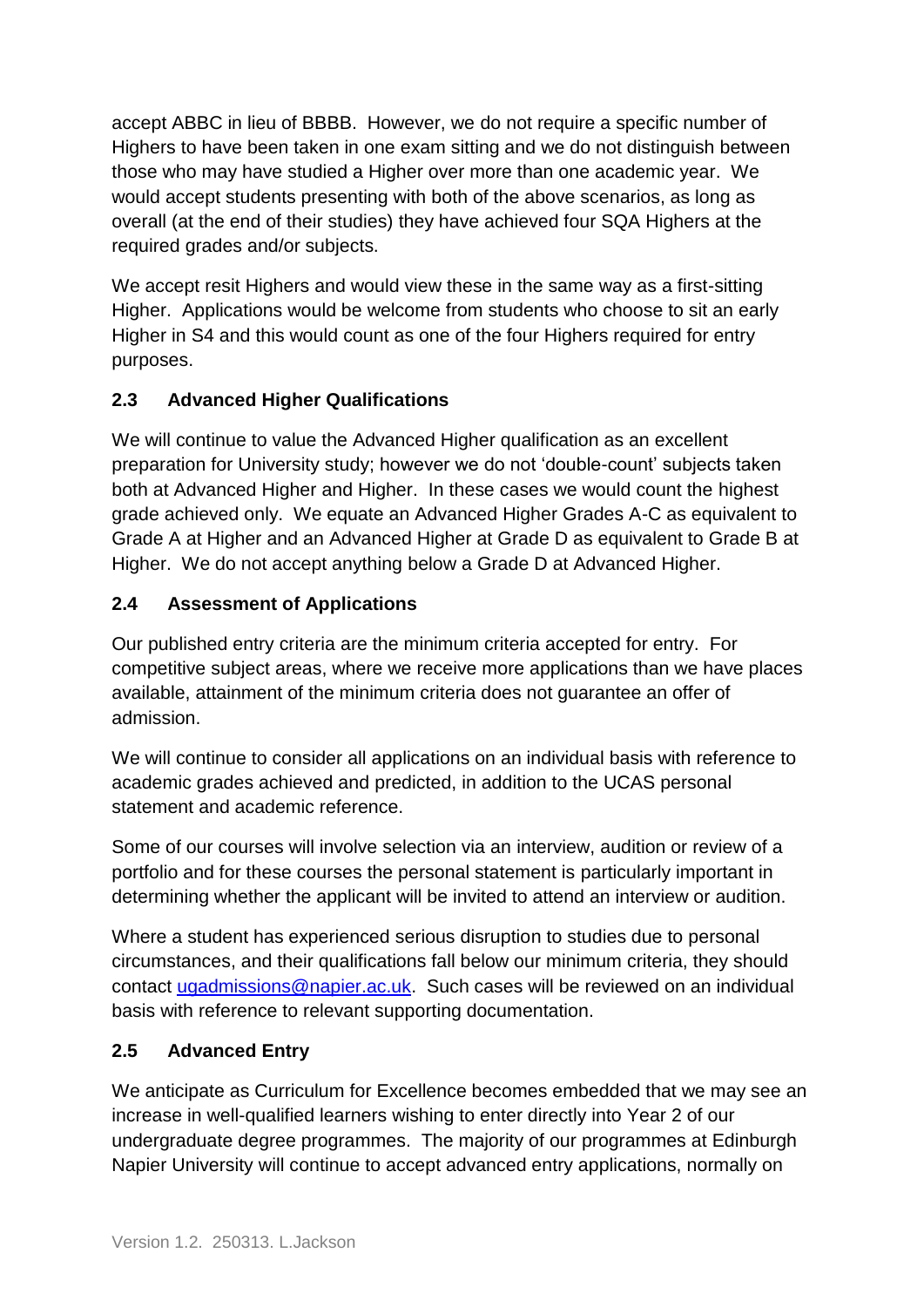accept ABBC in lieu of BBBB. However, we do not require a specific number of Highers to have been taken in one exam sitting and we do not distinguish between those who may have studied a Higher over more than one academic year. We would accept students presenting with both of the above scenarios, as long as overall (at the end of their studies) they have achieved four SQA Highers at the required grades and/or subjects.

We accept resit Highers and would view these in the same way as a first-sitting Higher. Applications would be welcome from students who choose to sit an early Higher in S4 and this would count as one of the four Highers required for entry purposes.

### 2.3 Advanced Higher Qualifications

We will continue to value the Advanced Higher qualification as an excellent preparation for University study; however we do not 'double-count' subjects taken both at Advanced Higher and Higher. In these cases we would count the highest grade achieved only. We equate an Advanced Higher Grades A-C as equivalent to Grade A at Higher and an Advanced Higher at Grade D as equivalent to Grade B at Higher. We do not accept anything below a Grade D at Advanced Higher.

### 2.4 Assessment of Applications

Our published entry criteria are the minimum criteria accepted for entry. For competitive subject areas, where we receive more applications than we have places available, attainment of the minimum criteria does not guarantee an offer of admission.

We will continue to consider all applications on an individual basis with reference to academic grades achieved and predicted, in addition to the UCAS personal statement and academic reference.

Some of our courses will involve selection via an interview, audition or review of a portfolio and for these courses the personal statement is particularly important in determining whether the applicant will be invited to attend an interview or audition.

Where a student has experienced serious disruption to studies due to personal circumstances, and their qualifications fall below our minimum criteria, they should contact ugadmissions@napier.ac.uk. Such cases will be reviewed on an individual basis with reference to relevant supporting documentation.

### 2.5 Advanced Entry

We anticipate as Curriculum for Excellence becomes embedded that we may see an increase in well-qualified learners wishing to enter directly into Year 2 of our undergraduate degree programmes. The majority of our programmes at Edinburgh Napier University will continue to accept advanced entry applications, normally on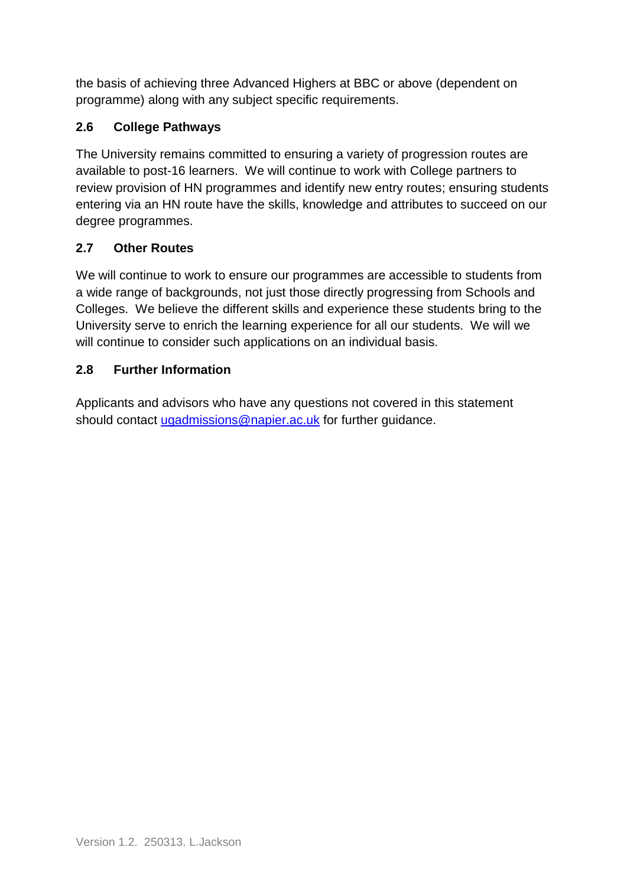the basis of achieving three Advanced Highers at BBC or above (dependent on programme) along with any subject specific requirements.

## 2.6 College Pathways

The University remains committed to ensuring a variety of progression routes are available to post-16 learners. We will continue to work with College partners to review provision of HN programmes and identify new entry routes; ensuring students entering via an HN route have the skills, knowledge and attributes to succeed on our degree programmes.

## 2.7 Other Routes

We will continue to work to ensure our programmes are accessible to students from a wide range of backgrounds, not just those directly progressing from Schools and Colleges. We believe the different skills and experience these students bring to the University serve to enrich the learning experience for all our students. We will we will continue to consider such applications on an individual basis.

## 2.8 Further Information

Applicants and advisors who have any questions not covered in this statement should contact ugadmissions@napier.ac.uk for further guidance.

Version 1.2. 250313. L.Jackson